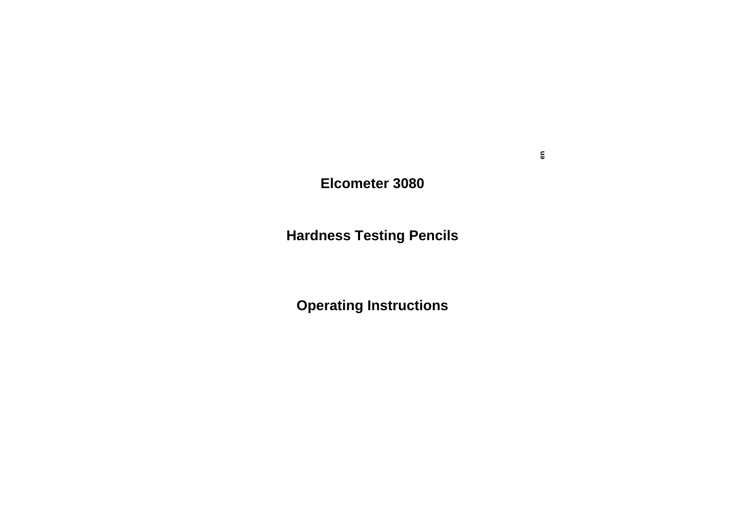en

# Elcometer 3080

## Hardness Testing Pencils

## Operating Instructions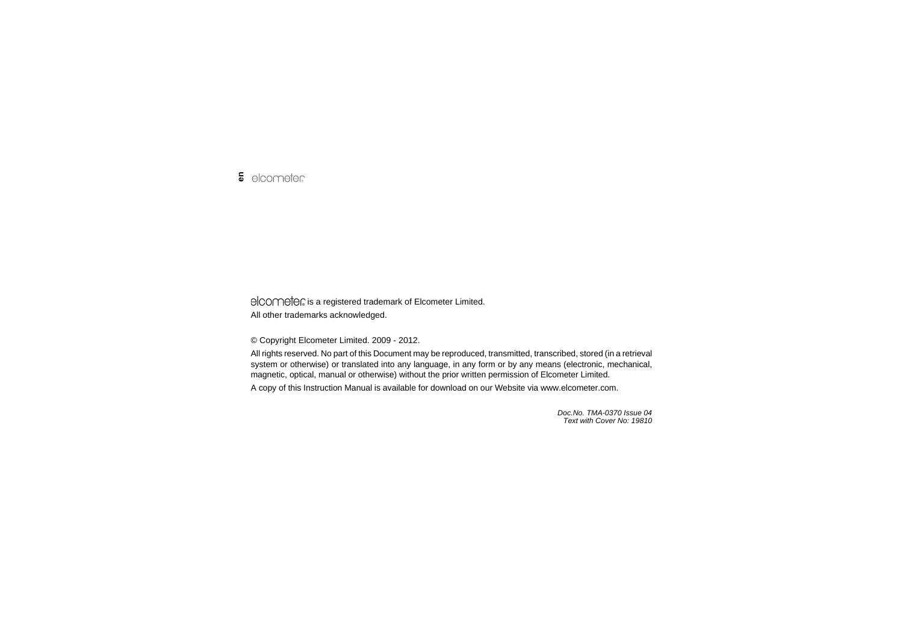elcometer is a registered trademark of Elcometer Limited.

All other trademarks acknowledged.

© Copyright Elcometer Limited. 2009 - 2012.

All rights reserved. No part of this Document may be reproduced, transmitted, transcribed, stored (in a retrieval system or otherwise) or translated into any language, in any form or by any means (electronic, mechanical, magnetic, optical, manual or otherwise) without the prior written permission of Elcometer Limited.

A copy of this Instruction Manual is available for download on our Website via www.elcometer.com.

*Doc.No. TMA-0370 Issue 04*
*Text with Cover No: 19810*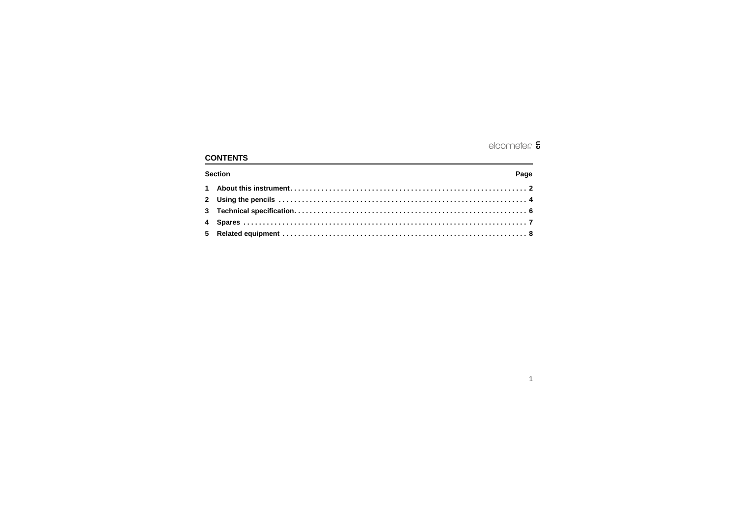## CONTENTS

| Section | Page |
|---|---|
| 1 About this instrument | 2 |
| 2 Using the pencils | 4 |
| 3 Technical specification | 6 |
| 4 Spares | 7 |
| 5 Related equipment | 8 |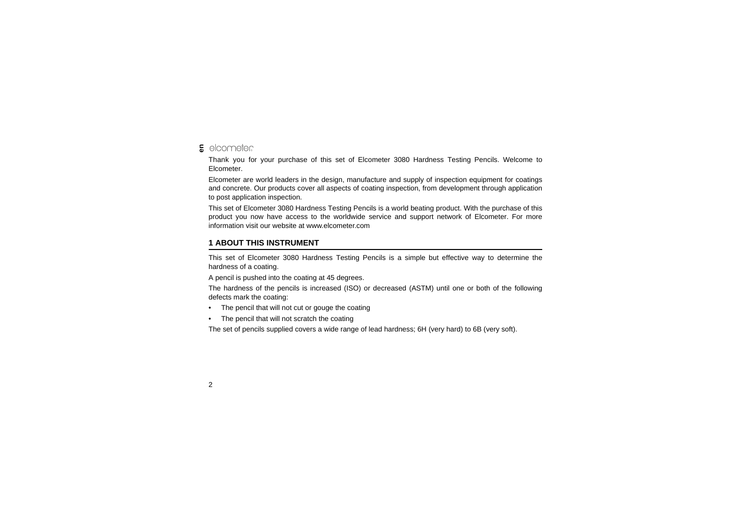Thank you for your purchase of this set of Elcometer 3080 Hardness Testing Pencils. Welcome to Elcometer.

Elcometer are world leaders in the design, manufacture and supply of inspection equipment for coatings and concrete. Our products cover all aspects of coating inspection, from development through application to post application inspection.

This set of Elcometer 3080 Hardness Testing Pencils is a world beating product. With the purchase of this product you now have access to the worldwide service and support network of Elcometer. For more information visit our website at www.elcometer.com

## 1 ABOUT THIS INSTRUMENT

This set of Elcometer 3080 Hardness Testing Pencils is a simple but effective way to determine the hardness of a coating.

A pencil is pushed into the coating at 45 degrees.

The hardness of the pencils is increased (ISO) or decreased (ASTM) until one or both of the following defects mark the coating:

- The pencil that will not cut or gouge the coating
- The pencil that will not scratch the coating

The set of pencils supplied covers a wide range of lead hardness; 6H (very hard) to 6B (very soft).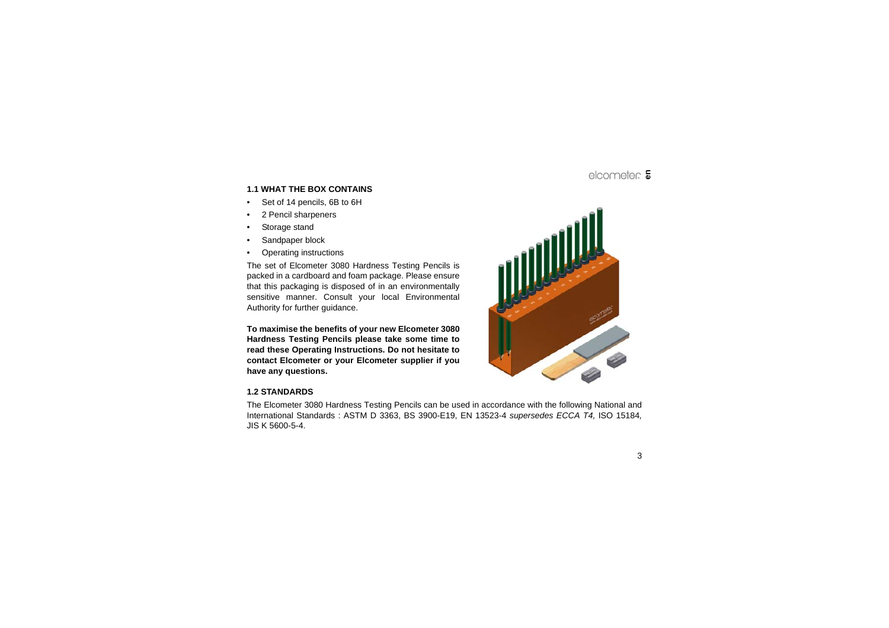### 1.1 WHAT THE BOX CONTAINS

- Set of 14 pencils, 6B to 6H
- 2 Pencil sharpeners
- Storage stand
- Sandpaper block
- Operating instructions

The set of Elcometer 3080 Hardness Testing Pencils is packed in a cardboard and foam package. Please ensure that this packaging is disposed of in an environmentally sensitive manner. Consult your local Environmental Authority for further guidance.

**To maximise the benefits of your new Elcometer 3080 Hardness Testing Pencils please take some time to read these Operating Instructions. Do not hesitate to contact Elcometer or your Elcometer supplier if you have any questions.**

### 1.2 STANDARDS

The Elcometer 3080 Hardness Testing Pencils can be used in accordance with the following National and International Standards : ASTM D 3363, BS 3900-E19, EN 13523-4 *supersedes ECCA T4,* ISO 15184, JIS K 5600-5-4.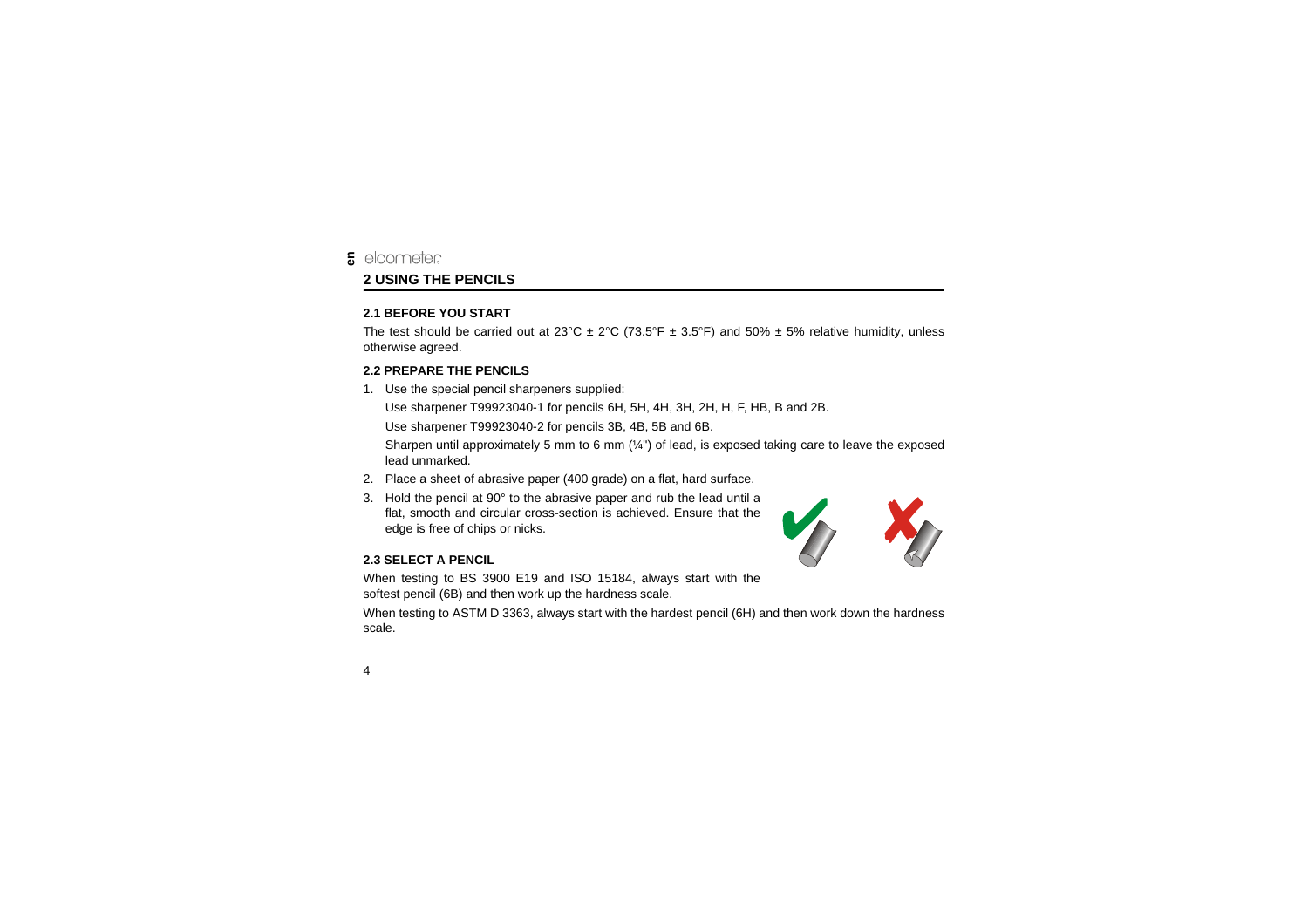## 2 USING THE PENCILS

### 2.1 BEFORE YOU START

The test should be carried out at 23°C ± 2°C (73.5°F ± 3.5°F) and 50% ± 5% relative humidity, unless otherwise agreed.

### 2.2 PREPARE THE PENCILS

1. Use the special pencil sharpeners supplied:

   Use sharpener T99923040-1 for pencils 6H, 5H, 4H, 3H, 2H, H, F, HB, B and 2B.

   Use sharpener T99923040-2 for pencils 3B, 4B, 5B and 6B.

   Sharpen until approximately 5 mm to 6 mm (¼") of lead, is exposed taking care to leave the exposed lead unmarked.

2. Place a sheet of abrasive paper (400 grade) on a flat, hard surface.
3. Hold the pencil at 90° to the abrasive paper and rub the lead until a flat, smooth and circular cross-section is achieved. Ensure that the edge is free of chips or nicks.

### 2.3 SELECT A PENCIL

When testing to BS 3900 E19 and ISO 15184, always start with the softest pencil (6B) and then work up the hardness scale.

When testing to ASTM D 3363, always start with the hardest pencil (6H) and then work down the hardness scale.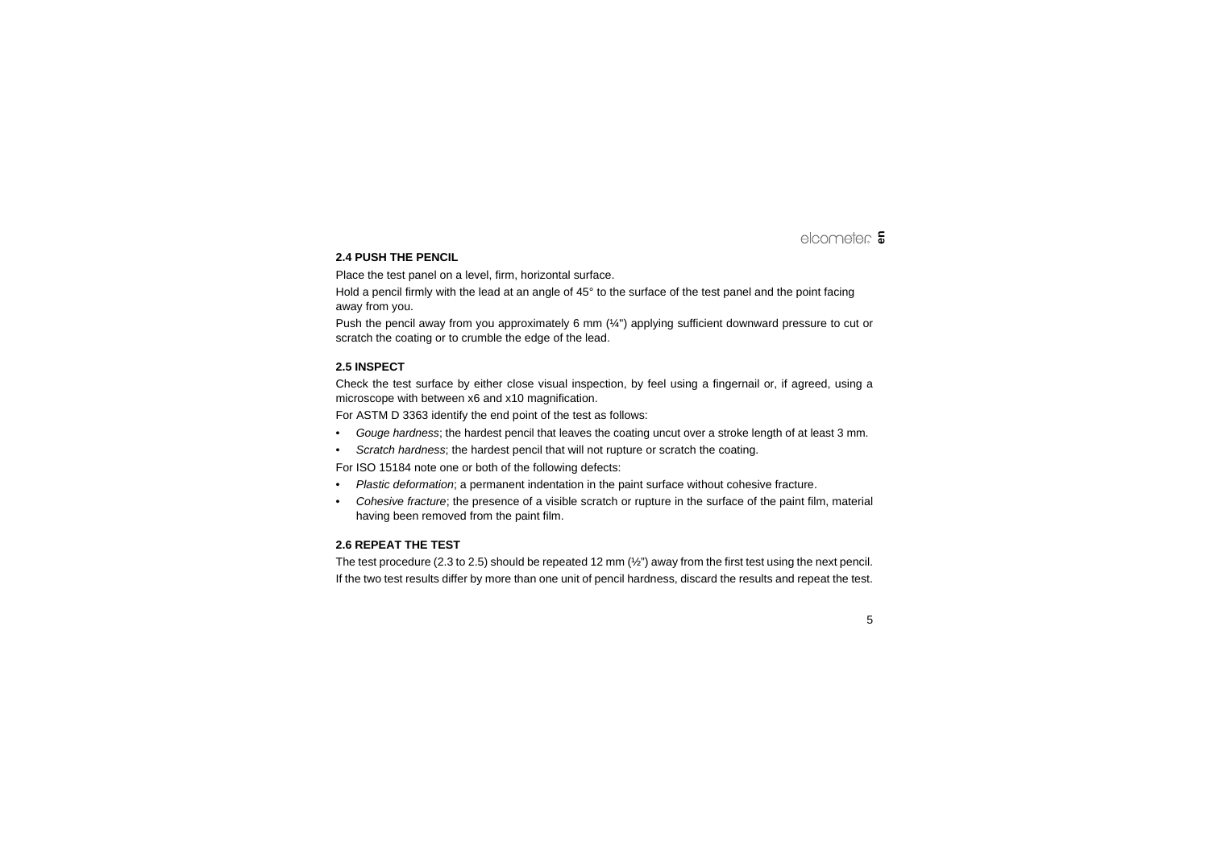## 2.4 PUSH THE PENCIL

Place the test panel on a level, firm, horizontal surface.

Hold a pencil firmly with the lead at an angle of 45° to the surface of the test panel and the point facing away from you.

Push the pencil away from you approximately 6 mm (¼") applying sufficient downward pressure to cut or scratch the coating or to crumble the edge of the lead.

## 2.5 INSPECT

Check the test surface by either close visual inspection, by feel using a fingernail or, if agreed, using a microscope with between x6 and x10 magnification.

For ASTM D 3363 identify the end point of the test as follows:

- *Gouge hardness*; the hardest pencil that leaves the coating uncut over a stroke length of at least 3 mm.
- *Scratch hardness*; the hardest pencil that will not rupture or scratch the coating.

For ISO 15184 note one or both of the following defects:

- *Plastic deformation*; a permanent indentation in the paint surface without cohesive fracture.
- *Cohesive fracture*; the presence of a visible scratch or rupture in the surface of the paint film, material having been removed from the paint film.

## 2.6 REPEAT THE TEST

The test procedure (2.3 to 2.5) should be repeated 12 mm (½") away from the first test using the next pencil.

If the two test results differ by more than one unit of pencil hardness, discard the results and repeat the test.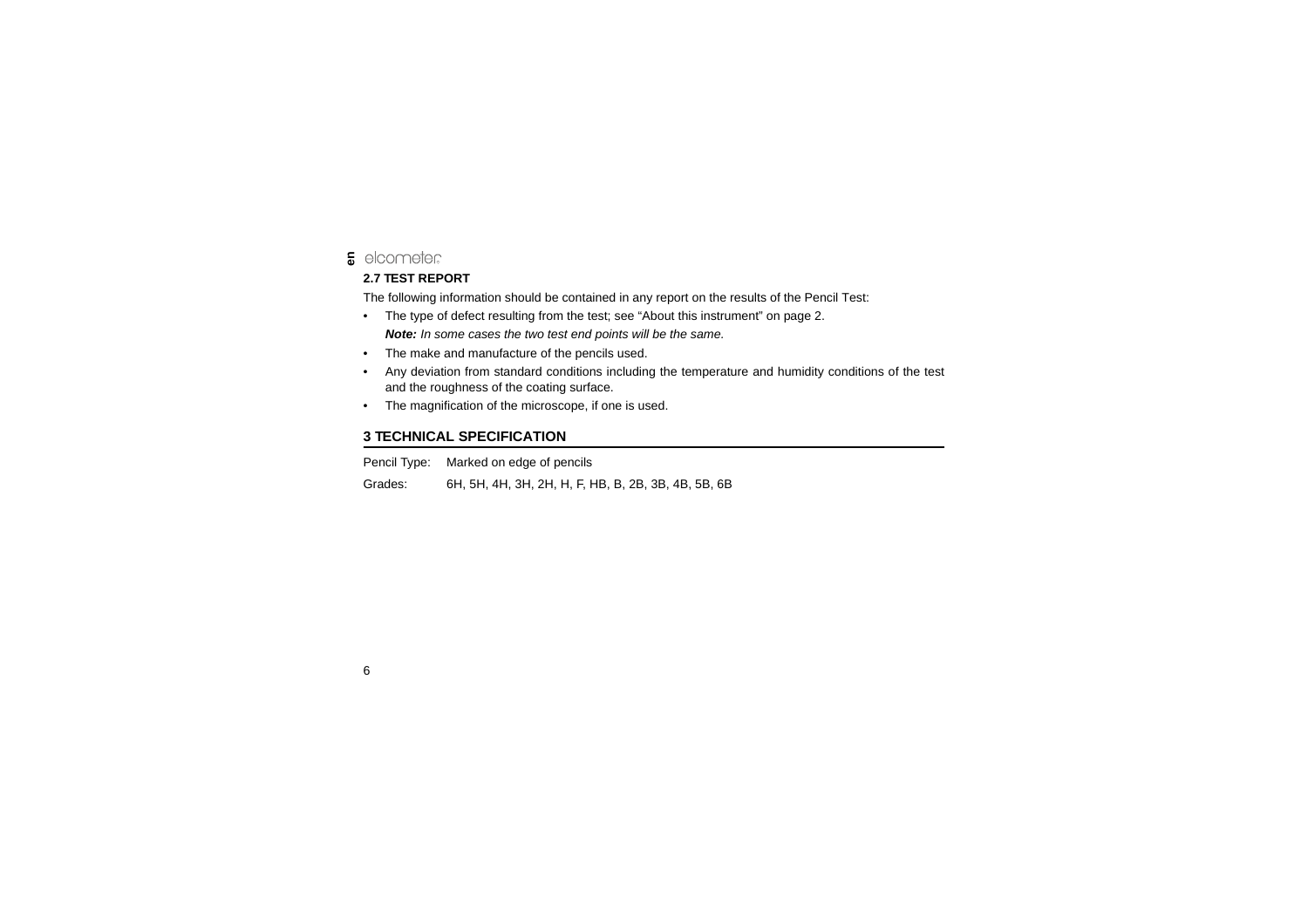## 2.7 TEST REPORT

The following information should be contained in any report on the results of the Pencil Test:

- The type of defect resulting from the test; see "About this instrument" on page 2.

  ***Note:*** *In some cases the two test end points will be the same.*

- The make and manufacture of the pencils used.
- Any deviation from standard conditions including the temperature and humidity conditions of the test and the roughness of the coating surface.
- The magnification of the microscope, if one is used.

# 3 TECHNICAL SPECIFICATION

| | |
|---|---|
| Pencil Type: | Marked on edge of pencils |
| Grades: | 6H, 5H, 4H, 3H, 2H, H, F, HB, B, 2B, 3B, 4B, 5B, 6B |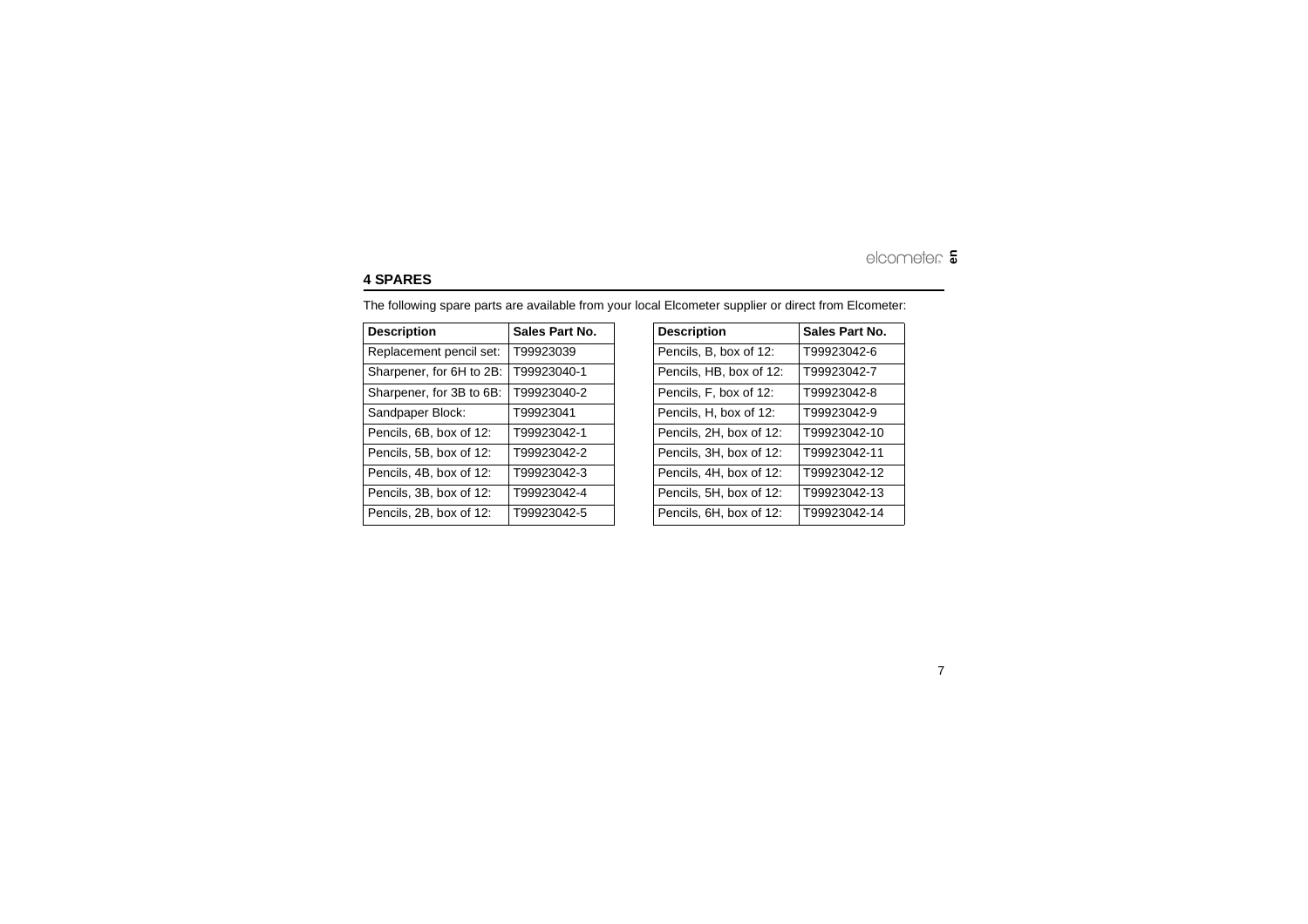## 4 SPARES

The following spare parts are available from your local Elcometer supplier or direct from Elcometer:

| Description | Sales Part No. |
|---|---|
| Replacement pencil set: | T99923039 |
| Sharpener, for 6H to 2B: | T99923040-1 |
| Sharpener, for 3B to 6B: | T99923040-2 |
| Sandpaper Block: | T99923041 |
| Pencils, 6B, box of 12: | T99923042-1 |
| Pencils, 5B, box of 12: | T99923042-2 |
| Pencils, 4B, box of 12: | T99923042-3 |
| Pencils, 3B, box of 12: | T99923042-4 |
| Pencils, 2B, box of 12: | T99923042-5 |

| Description | Sales Part No. |
|---|---|
| Pencils, B, box of 12: | T99923042-6 |
| Pencils, HB, box of 12: | T99923042-7 |
| Pencils, F, box of 12: | T99923042-8 |
| Pencils, H, box of 12: | T99923042-9 |
| Pencils, 2H, box of 12: | T99923042-10 |
| Pencils, 3H, box of 12: | T99923042-11 |
| Pencils, 4H, box of 12: | T99923042-12 |
| Pencils, 5H, box of 12: | T99923042-13 |
| Pencils, 6H, box of 12: | T99923042-14 |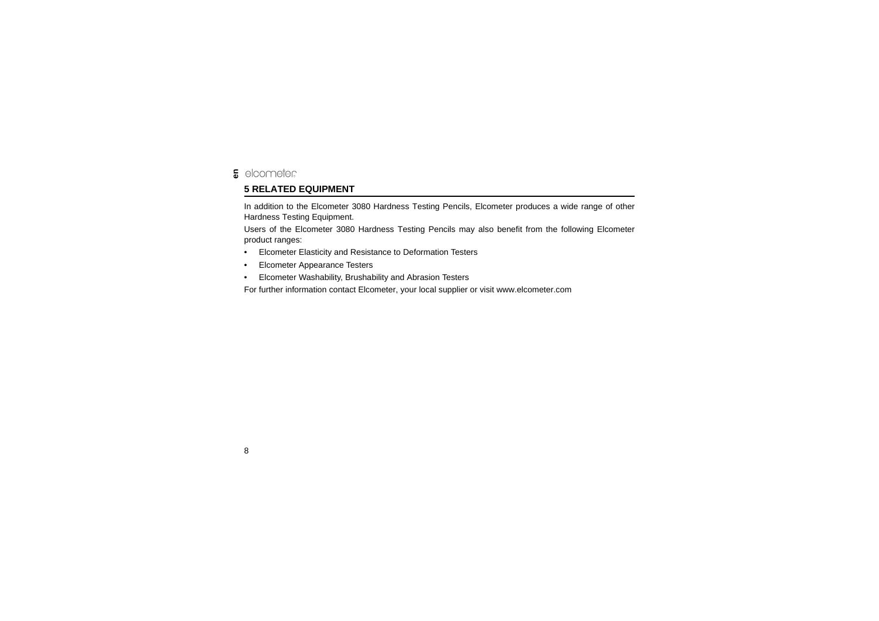## 5 RELATED EQUIPMENT

In addition to the Elcometer 3080 Hardness Testing Pencils, Elcometer produces a wide range of other Hardness Testing Equipment.

Users of the Elcometer 3080 Hardness Testing Pencils may also benefit from the following Elcometer product ranges:

- Elcometer Elasticity and Resistance to Deformation Testers
- Elcometer Appearance Testers
- Elcometer Washability, Brushability and Abrasion Testers

For further information contact Elcometer, your local supplier or visit www.elcometer.com